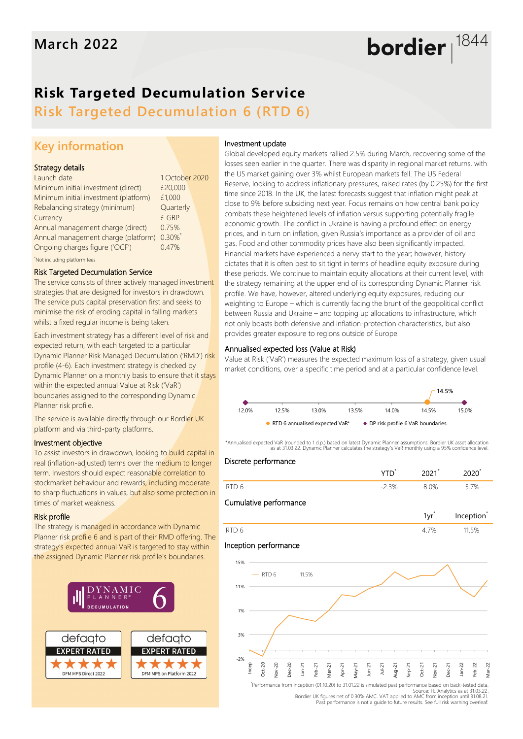March 2022

# Risk Targeted Decumulation Service

## Risk Targeted Decumulation 6 (RTD 6)

## Key information

### Strategy details

| | |
|---|---|
| Launch date | 1 October 2020 |
| Minimum initial investment (direct) | £20,000 |
| Minimum initial investment (platform) | £1,000 |
| Rebalancing strategy (minimum) | Quarterly |
| Currency | £ GBP |
| Annual management charge (direct) | 0.75% |
| Annual management charge (platform) | 0.30%* |
| Ongoing charges figure ('OCF') | 0.47% |

*Not including platform fees

### Risk Targeted Decumulation Service

The service consists of three actively managed investment strategies that are designed for investors in drawdown. The service puts capital preservation first and seeks to minimise the risk of eroding capital in falling markets whilst a fixed regular income is being taken.

Each investment strategy has a different level of risk and expected return, with each targeted to a particular Dynamic Planner Risk Managed Decumulation ('RMD') risk profile (4-6). Each investment strategy is checked by Dynamic Planner on a monthly basis to ensure that it stays within the expected annual Value at Risk ('VaR') boundaries assigned to the corresponding Dynamic Planner risk profile.

The service is available directly through our Bordier UK platform and via third-party platforms.

### Investment objective

To assist investors in drawdown, looking to build capital in real (inflation-adjusted) terms over the medium to longer term. Investors should expect reasonable correlation to stockmarket behaviour and rewards, including moderate to sharp fluctuations in values, but also some protection in times of market weakness.

### Risk profile

The strategy is managed in accordance with Dynamic Planner risk profile 6 and is part of their RMD offering. The strategy's expected annual VaR is targeted to stay within the assigned Dynamic Planner risk profile's boundaries.

DYNAMIC PLANNER® DECUMULATION 6

defaqto EXPERT RATED ★★★★★ DFM MPS Direct 2022

defaqto EXPERT RATED ★★★★★ DFM MPS on Platform 2022

### Investment update

Global developed equity markets rallied 2.5% during March, recovering some of the losses seen earlier in the quarter. There was disparity in regional market returns, with the US market gaining over 3% whilst European markets fell. The US Federal Reserve, looking to address inflationary pressures, raised rates (by 0.25%) for the first time since 2018. In the UK, the latest forecasts suggest that inflation might peak at close to 9% before subsiding next year. Focus remains on how central bank policy combats these heightened levels of inflation versus supporting potentially fragile economic growth. The conflict in Ukraine is having a profound effect on energy prices, and in turn on inflation, given Russia's importance as a provider of oil and gas. Food and other commodity prices have also been significantly impacted. Financial markets have experienced a nervy start to the year; however, history dictates that it is often best to sit tight in terms of headline equity exposure during these periods. We continue to maintain equity allocations at their current level, with the strategy remaining at the upper end of its corresponding Dynamic Planner risk profile. We have, however, altered underlying equity exposures, reducing our weighting to Europe – which is currently facing the brunt of the geopolitical conflict between Russia and Ukraine – and topping up allocations to infrastructure, which not only boasts both defensive and inflation-protection characteristics, but also provides greater exposure to regions outside of Europe.

### Annualised expected loss (Value at Risk)

Value at Risk ('VaR') measures the expected maximum loss of a strategy, given usual market conditions, over a specific time period and at a particular confidence level.

Scale: 12.0% – 12.5% – 13.0% – 13.5% – 14.0% – 14.5% – 15.0%

RTD 6 annualised expected VaR*: 14.5%
DP risk profile 6 VaR boundaries: 12.0% – 15.0%

*Annualised expected VaR (rounded to 1 d.p.) based on latest Dynamic Planner assumptions. Bordier UK asset allocation as at 31.03.22. Dynamic Planner calculates the strategy's VaR monthly using a 95% confidence level.

### Discrete performance

| | YTD* | 2021* | 2020* |
|---|---|---|---|
| RTD 6 | -2.3% | 8.0% | 5.7% |

### Cumulative performance

| | 1yr* | Inception* |
|---|---|---|
| RTD 6 | 4.7% | 11.5% |

### Inception performance

RTD 6: 11.5% (chart from Incep to Mar-22; y-axis -2% to 15%)

*Performance from inception (01.10.20) to 31.01.22 is simulated past performance based on back-tested data.
Source: FE Analytics as at 31.03.22.
Bordier UK figures net of 0.30% AMC. VAT applied to AMC from inception until 31.08.21.
Past performance is not a guide to future results. See full risk warning overleaf.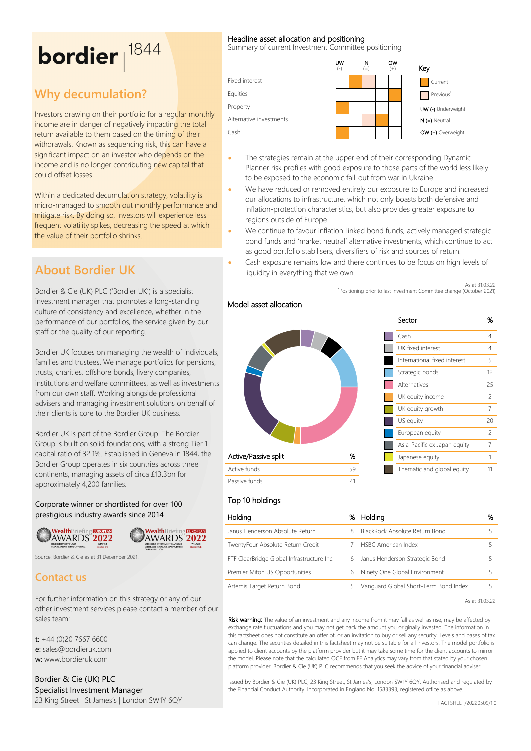# bordier | 1844

## Why decumulation?

Investors drawing on their portfolio for a regular monthly income are in danger of negatively impacting the total return available to them based on the timing of their withdrawals. Known as sequencing risk, this can have a significant impact on an investor who depends on the income and is no longer contributing new capital that could offset losses.

Within a dedicated decumulation strategy, volatility is micro-managed to smooth out monthly performance and mitigate risk. By doing so, investors will experience less frequent volatility spikes, decreasing the speed at which the value of their portfolio shrinks.

## About Bordier UK

Bordier & Cie (UK) PLC ('Bordier UK') is a specialist investment manager that promotes a long-standing culture of consistency and excellence, whether in the performance of our portfolios, the service given by our staff or the quality of our reporting.

Bordier UK focuses on managing the wealth of individuals, families and trustees. We manage portfolios for pensions, trusts, charities, offshore bonds, livery companies, institutions and welfare committees, as well as investments from our own staff. Working alongside professional advisers and managing investment solutions on behalf of their clients is core to the Bordier UK business.

Bordier UK is part of the Bordier Group. The Bordier Group is built on solid foundations, with a strong Tier 1 capital ratio of 32.1%. Established in Geneva in 1844, the Bordier Group operates in six countries across three continents, managing assets of circa £13.3bn for approximately 4,200 families.

Corporate winner or shortlisted for over 100 prestigious industry awards since 2014

WealthBriefing European AWARDS 2022

WealthBriefing European AWARDS 2022

Source: Bordier & Cie as at 31 December 2021.

## Contact us

For further information on this strategy or any of our other investment services please contact a member of our sales team:

**t:** +44 (0)20 7667 6600
**e:** sales@bordieruk.com
**w:** www.bordieruk.com

Bordier & Cie (UK) PLC
Specialist Investment Manager
23 King Street | St James's | London SW1Y 6QY

## Headline asset allocation and positioning

Summary of current Investment Committee positioning

UW (-) | N (=) | OW (+)

Fixed interest
Equities
Property
Alternative investments
Cash

Key
Current
Previous*
UW (-) Underweight
N (=) Neutral
OW (+) Overweight

- The strategies remain at the upper end of their corresponding Dynamic Planner risk profiles with good exposure to those parts of the world less likely to be exposed to the economic fall-out from war in Ukraine.
- We have reduced or removed entirely our exposure to Europe and increased our allocations to infrastructure, which not only boasts both defensive and inflation-protection characteristics, but also provides greater exposure to regions outside of Europe.
- We continue to favour inflation-linked bond funds, actively managed strategic bond funds and 'market neutral' alternative investments, which continue to act as good portfolio stabilisers, diversifiers of risk and sources of return.
- Cash exposure remains low and there continues to be focus on high levels of liquidity in everything that we own.

As at 31.03.22
*Positioning prior to last Investment Committee change (October 2021)

## Model asset allocation

| Sector | % |
|---|---|
| Cash | 4 |
| UK fixed interest | 4 |
| International fixed interest | 5 |
| Strategic bonds | 12 |
| Alternatives | 25 |
| UK equity income | 2 |
| UK equity growth | 7 |
| US equity | 20 |
| European equity | 2 |
| Asia-Pacific ex Japan equity | 7 |
| Japanese equity | 1 |
| Thematic and global equity | 11 |

| Active/Passive split | % |
|---|---|
| Active funds | 59 |
| Passive funds | 41 |

## Top 10 holdings

| Holding | % | Holding | % |
|---|---|---|---|
| Janus Henderson Absolute Return | 8 | BlackRock Absolute Return Bond | 5 |
| TwentyFour Absolute Return Credit | 7 | HSBC American Index | 5 |
| FTF ClearBridge Global Infrastructure Inc. | 6 | Janus Henderson Strategic Bond | 5 |
| Premier Miton US Opportunities | 6 | Ninety One Global Environment | 5 |
| Artemis Target Return Bond | 5 | Vanguard Global Short-Term Bond Index | 5 |

As at 31.03.22

**Risk warning:** The value of an investment and any income from it may fall as well as rise, may be affected by exchange rate fluctuations and you may not get back the amount you originally invested. The information in this factsheet does not constitute an offer of, or an invitation to buy or sell any security. Levels and bases of tax can change. The securities detailed in this factsheet may not be suitable for all investors. The model portfolio is applied to client accounts by the platform provider but it may take some time for the client accounts to mirror the model. Please note that the calculated OCF from FE Analytics may vary from that stated by your chosen platform provider. Bordier & Cie (UK) PLC recommends that you seek the advice of your financial adviser.

Issued by Bordier & Cie (UK) PLC, 23 King Street, St James's, London SW1Y 6QY. Authorised and regulated by the Financial Conduct Authority. Incorporated in England No. 1583393, registered office as above.

FACTSHEET/20220509/1.0